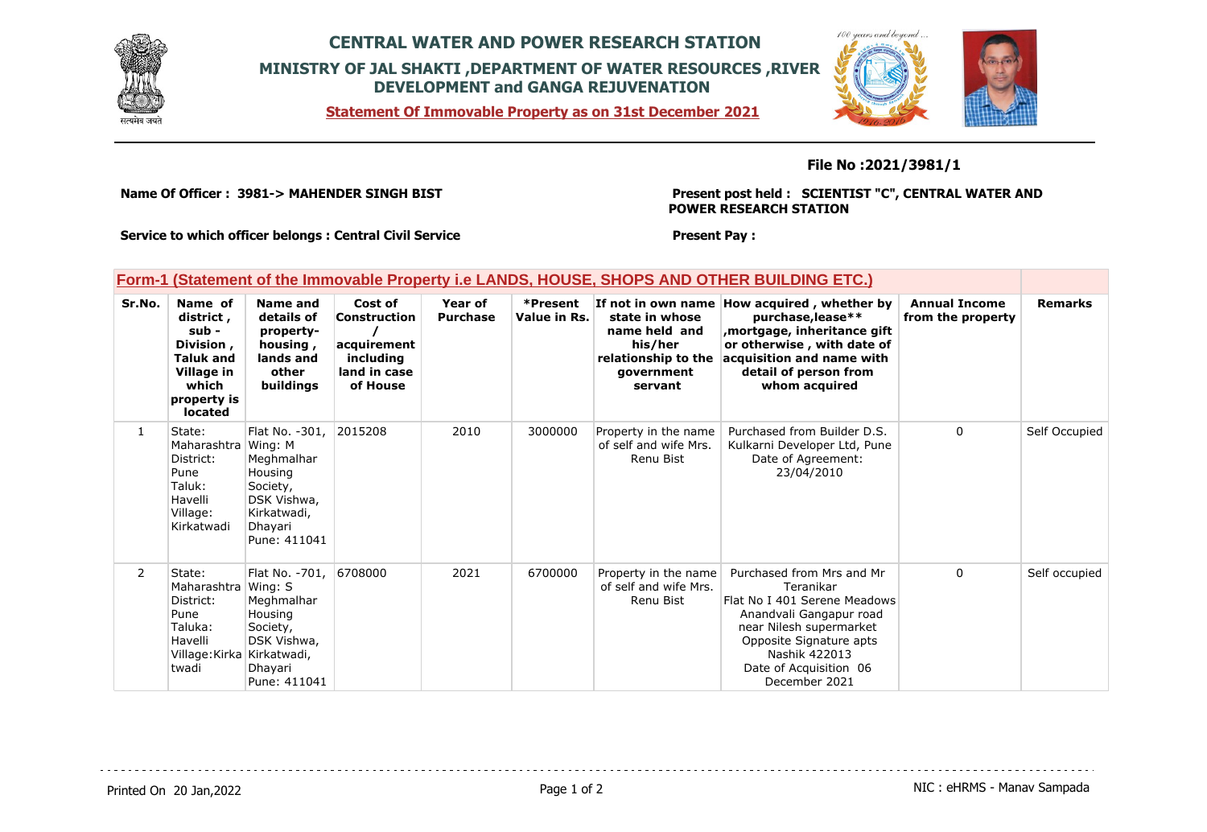# CENTRAL WATER AND POWER RESEARCH STATION

## MINISTRY OF JAL SHAKTI ,DEPARTMENT OF WATER RESOURCES ,RIVER DEVELOPMENT and GANGA REJUVENATION

**Statement Of Immovable Property as on 31st December 2021**

**File No :2021/3981/1**

**Name Of Officer : 3981-> MAHENDER SINGH BIST**

**Present post held : SCIENTIST "C", CENTRAL WATER AND POWER RESEARCH STATION**

**Service to which officer belongs : Central Civil Service**

**Present Pay :**

## Form-1 (Statement of the Immovable Property i.e LANDS, HOUSE, SHOPS AND OTHER BUILDING ETC.)

| Sr.No. | Name of district , sub - Division , Taluk and Village in which property is located | Name and details of property- housing , lands and other buildings | Cost of Construction / acquirement including land in case of House | Year of Purchase | *Present Value in Rs. | If not in own name state in whose name held and his/her relationship to the government servant | How acquired , whether by purchase,lease** ,mortgage, inheritance gift or otherwise , with date of acquisition and name with detail of person from whom acquired | Annual Income from the property | Remarks |
|---|---|---|---|---|---|---|---|---|---|
| 1 | State: Maharashtra District: Pune Taluk: Havelli Village: Kirkatwadi | Flat No. -301, Wing: M Meghmalhar Housing Society, DSK Vishwa, Kirkatwadi, Dhayari Pune: 411041 | 2015208 | 2010 | 3000000 | Property in the name of self and wife Mrs. Renu Bist | Purchased from Builder D.S. Kulkarni Developer Ltd, Pune Date of Agreement: 23/04/2010 | 0 | Self Occupied |
| 2 | State: Maharashtra District: Pune Taluka: Havelli Village:Kirkatwadi | Flat No. -701, Wing: S Meghmalhar Housing Society, DSK Vishwa, Kirkatwadi, Dhayari Pune: 411041 | 6708000 | 2021 | 6700000 | Property in the name of self and wife Mrs. Renu Bist | Purchased from Mrs and Mr Teranikar Flat No I 401 Serene Meadows Anandvali Gangapur road near Nilesh supermarket Opposite Signature apts Nashik 422013 Date of Acquisition 06 December 2021 | 0 | Self occupied |

Printed On 20 Jan,2022

NIC : eHRMS - Manav Sampada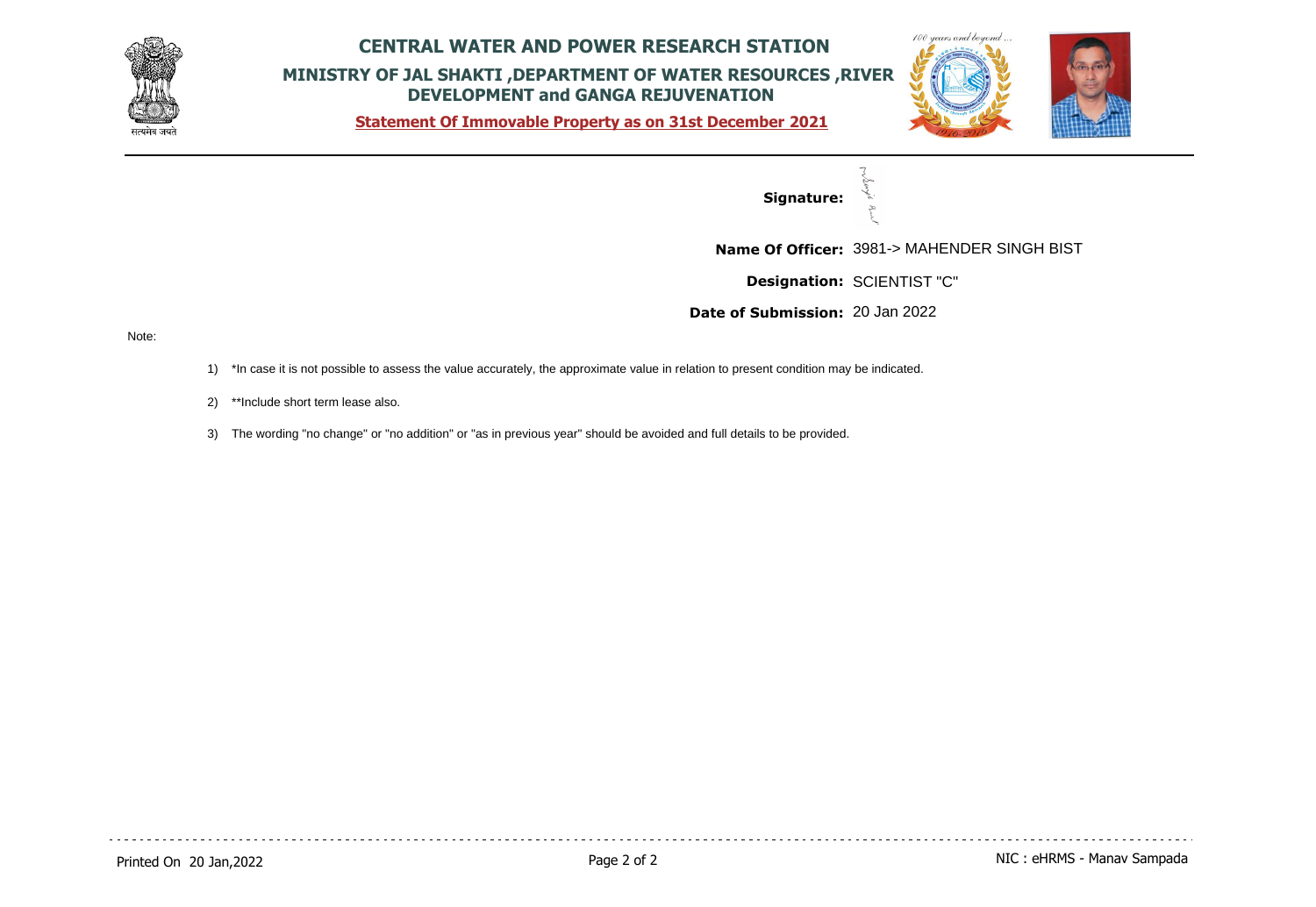# CENTRAL WATER AND POWER RESEARCH STATION

## MINISTRY OF JAL SHAKTI ,DEPARTMENT OF WATER RESOURCES ,RIVER DEVELOPMENT and GANGA REJUVENATION

**Statement Of Immovable Property as on 31st December 2021**

**Signature:**

**Name Of Officer:** 3981-> MAHENDER SINGH BIST

**Designation:** SCIENTIST "C"

**Date of Submission:** 20 Jan 2022

Note:

1) *In case it is not possible to assess the value accurately, the approximate value in relation to present condition may be indicated.

2) **Include short term lease also.

3) The wording "no change" or "no addition" or "as in previous year" should be avoided and full details to be provided.

Printed On 20 Jan,2022

NIC : eHRMS - Manav Sampada